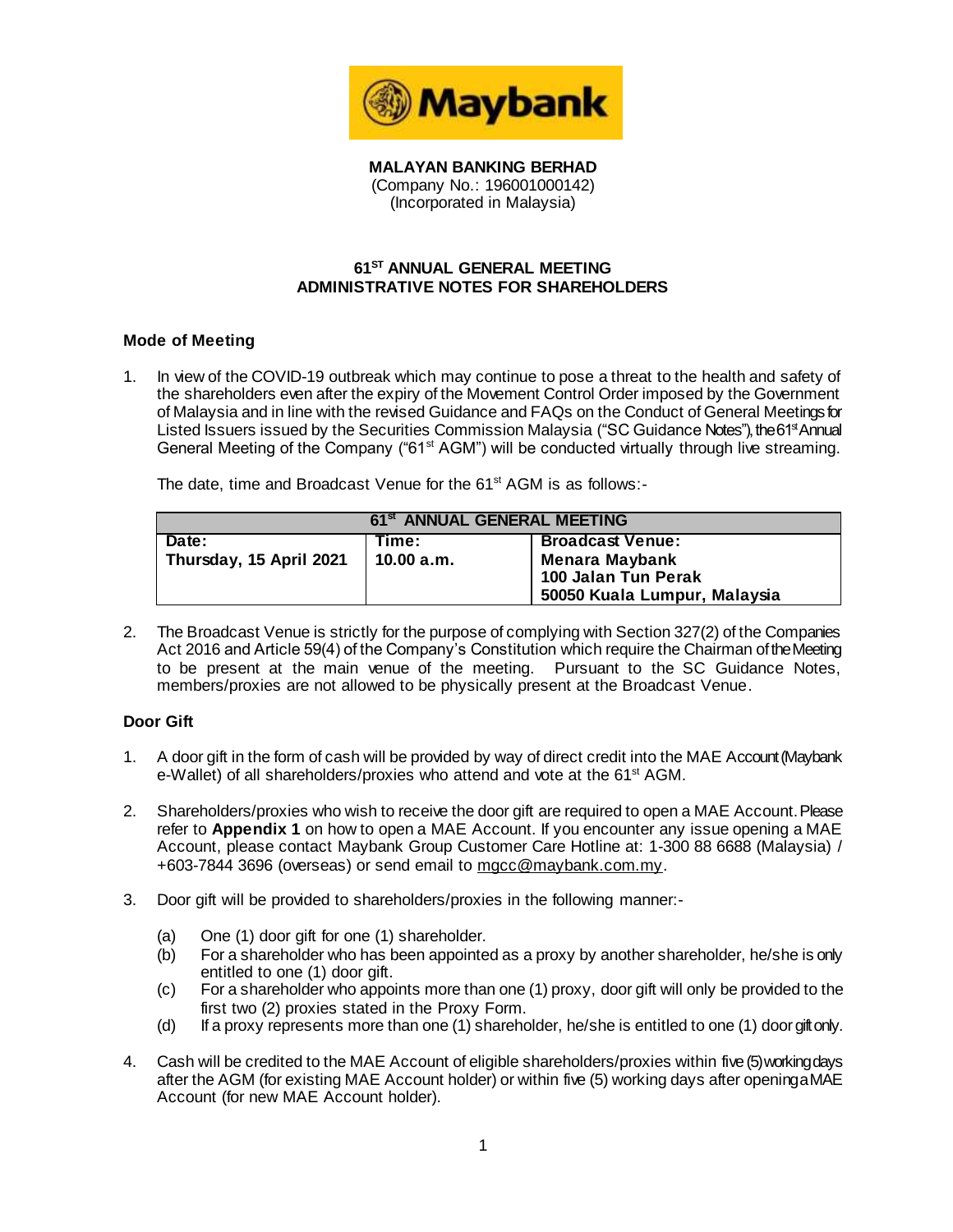**MALAYAN BANKING BERHAD**
(Company No.: 196001000142)
(Incorporated in Malaysia)

# 61ST ANNUAL GENERAL MEETING
# ADMINISTRATIVE NOTES FOR SHAREHOLDERS

## Mode of Meeting

1. In view of the COVID-19 outbreak which may continue to pose a threat to the health and safety of the shareholders even after the expiry of the Movement Control Order imposed by the Government of Malaysia and in line with the revised Guidance and FAQs on the Conduct of General Meetings for Listed Issuers issued by the Securities Commission Malaysia ("SC Guidance Notes"), the 61st Annual General Meeting of the Company ("61st AGM") will be conducted virtually through live streaming.

   The date, time and Broadcast Venue for the 61st AGM is as follows:-

| 61st ANNUAL GENERAL MEETING | | |
|---|---|---|
| **Date:**<br>**Thursday, 15 April 2021** | **Time:**<br>**10.00 a.m.** | **Broadcast Venue:**<br>**Menara Maybank**<br>**100 Jalan Tun Perak**<br>**50050 Kuala Lumpur, Malaysia** |

2. The Broadcast Venue is strictly for the purpose of complying with Section 327(2) of the Companies Act 2016 and Article 59(4) of the Company's Constitution which require the Chairman of the Meeting to be present at the main venue of the meeting. Pursuant to the SC Guidance Notes, members/proxies are not allowed to be physically present at the Broadcast Venue.

## Door Gift

1. A door gift in the form of cash will be provided by way of direct credit into the MAE Account (Maybank e-Wallet) of all shareholders/proxies who attend and vote at the 61st AGM.

2. Shareholders/proxies who wish to receive the door gift are required to open a MAE Account. Please refer to **Appendix 1** on how to open a MAE Account. If you encounter any issue opening a MAE Account, please contact Maybank Group Customer Care Hotline at: 1-300 88 6688 (Malaysia) / +603-7844 3696 (overseas) or send email to mgcc@maybank.com.my.

3. Door gift will be provided to shareholders/proxies in the following manner:-

   (a) One (1) door gift for one (1) shareholder.
   (b) For a shareholder who has been appointed as a proxy by another shareholder, he/she is only entitled to one (1) door gift.
   (c) For a shareholder who appoints more than one (1) proxy, door gift will only be provided to the first two (2) proxies stated in the Proxy Form.
   (d) If a proxy represents more than one (1) shareholder, he/she is entitled to one (1) door gift only.

4. Cash will be credited to the MAE Account of eligible shareholders/proxies within five (5) working days after the AGM (for existing MAE Account holder) or within five (5) working days after opening a MAE Account (for new MAE Account holder).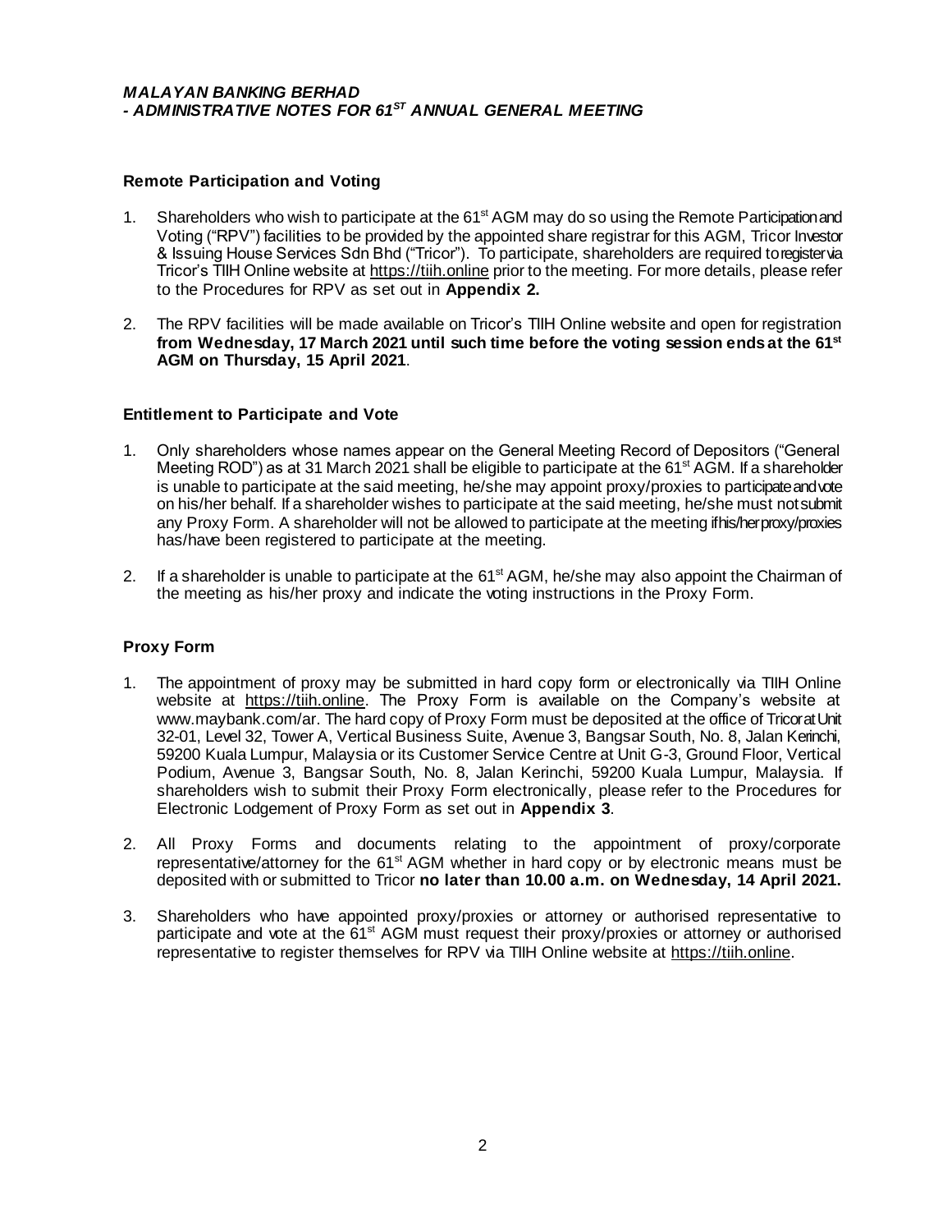### Remote Participation and Voting

1. Shareholders who wish to participate at the 61st AGM may do so using the Remote Participation and Voting ("RPV") facilities to be provided by the appointed share registrar for this AGM, Tricor Investor & Issuing House Services Sdn Bhd ("Tricor"). To participate, shareholders are required to register via Tricor's TIIH Online website at https://tiih.online prior to the meeting. For more details, please refer to the Procedures for RPV as set out in **Appendix 2.**

2. The RPV facilities will be made available on Tricor's TIIH Online website and open for registration **from Wednesday, 17 March 2021 until such time before the voting session ends at the 61st AGM on Thursday, 15 April 2021**.

### Entitlement to Participate and Vote

1. Only shareholders whose names appear on the General Meeting Record of Depositors ("General Meeting ROD") as at 31 March 2021 shall be eligible to participate at the 61st AGM. If a shareholder is unable to participate at the said meeting, he/she may appoint proxy/proxies to participate and vote on his/her behalf. If a shareholder wishes to participate at the said meeting, he/she must not submit any Proxy Form. A shareholder will not be allowed to participate at the meeting if his/her proxy/proxies has/have been registered to participate at the meeting.

2. If a shareholder is unable to participate at the 61st AGM, he/she may also appoint the Chairman of the meeting as his/her proxy and indicate the voting instructions in the Proxy Form.

### Proxy Form

1. The appointment of proxy may be submitted in hard copy form or electronically via TIIH Online website at https://tiih.online. The Proxy Form is available on the Company's website at www.maybank.com/ar. The hard copy of Proxy Form must be deposited at the office of Tricor at Unit 32-01, Level 32, Tower A, Vertical Business Suite, Avenue 3, Bangsar South, No. 8, Jalan Kerinchi, 59200 Kuala Lumpur, Malaysia or its Customer Service Centre at Unit G-3, Ground Floor, Vertical Podium, Avenue 3, Bangsar South, No. 8, Jalan Kerinchi, 59200 Kuala Lumpur, Malaysia. If shareholders wish to submit their Proxy Form electronically, please refer to the Procedures for Electronic Lodgement of Proxy Form as set out in **Appendix 3**.

2. All Proxy Forms and documents relating to the appointment of proxy/corporate representative/attorney for the 61st AGM whether in hard copy or by electronic means must be deposited with or submitted to Tricor **no later than 10.00 a.m. on Wednesday, 14 April 2021.**

3. Shareholders who have appointed proxy/proxies or attorney or authorised representative to participate and vote at the 61st AGM must request their proxy/proxies or attorney or authorised representative to register themselves for RPV via TIIH Online website at https://tiih.online.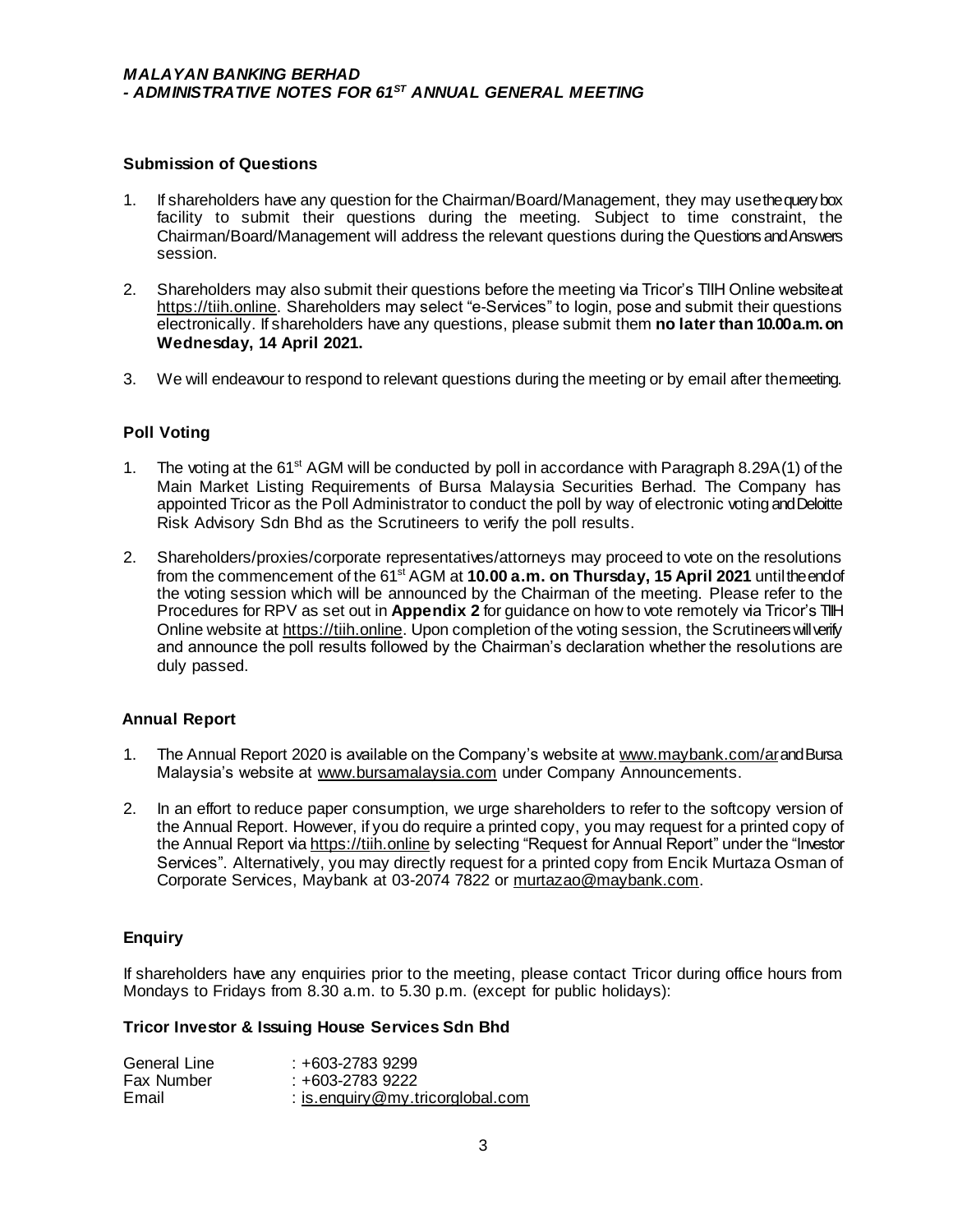### Submission of Questions

1. If shareholders have any question for the Chairman/Board/Management, they may use the query box facility to submit their questions during the meeting. Subject to time constraint, the Chairman/Board/Management will address the relevant questions during the Questions and Answers session.

2. Shareholders may also submit their questions before the meeting via Tricor's TIIH Online website at https://tiih.online. Shareholders may select "e-Services" to login, pose and submit their questions electronically. If shareholders have any questions, please submit them **no later than 10.00 a.m. on Wednesday, 14 April 2021.**

3. We will endeavour to respond to relevant questions during the meeting or by email after the meeting.

### Poll Voting

1. The voting at the 61st AGM will be conducted by poll in accordance with Paragraph 8.29A(1) of the Main Market Listing Requirements of Bursa Malaysia Securities Berhad. The Company has appointed Tricor as the Poll Administrator to conduct the poll by way of electronic voting and Deloitte Risk Advisory Sdn Bhd as the Scrutineers to verify the poll results.

2. Shareholders/proxies/corporate representatives/attorneys may proceed to vote on the resolutions from the commencement of the 61st AGM at **10.00 a.m. on Thursday, 15 April 2021** until the end of the voting session which will be announced by the Chairman of the meeting. Please refer to the Procedures for RPV as set out in **Appendix 2** for guidance on how to vote remotely via Tricor's TIIH Online website at https://tiih.online. Upon completion of the voting session, the Scrutineers will verify and announce the poll results followed by the Chairman's declaration whether the resolutions are duly passed.

### Annual Report

1. The Annual Report 2020 is available on the Company's website at www.maybank.com/ar and Bursa Malaysia's website at www.bursamalaysia.com under Company Announcements.

2. In an effort to reduce paper consumption, we urge shareholders to refer to the softcopy version of the Annual Report. However, if you do require a printed copy, you may request for a printed copy of the Annual Report via https://tiih.online by selecting "Request for Annual Report" under the "Investor Services". Alternatively, you may directly request for a printed copy from Encik Murtaza Osman of Corporate Services, Maybank at 03-2074 7822 or murtazao@maybank.com.

### Enquiry

If shareholders have any enquiries prior to the meeting, please contact Tricor during office hours from Mondays to Fridays from 8.30 a.m. to 5.30 p.m. (except for public holidays):

**Tricor Investor & Issuing House Services Sdn Bhd**

General Line : +603-2783 9299
Fax Number : +603-2783 9222
Email : is.enquiry@my.tricorglobal.com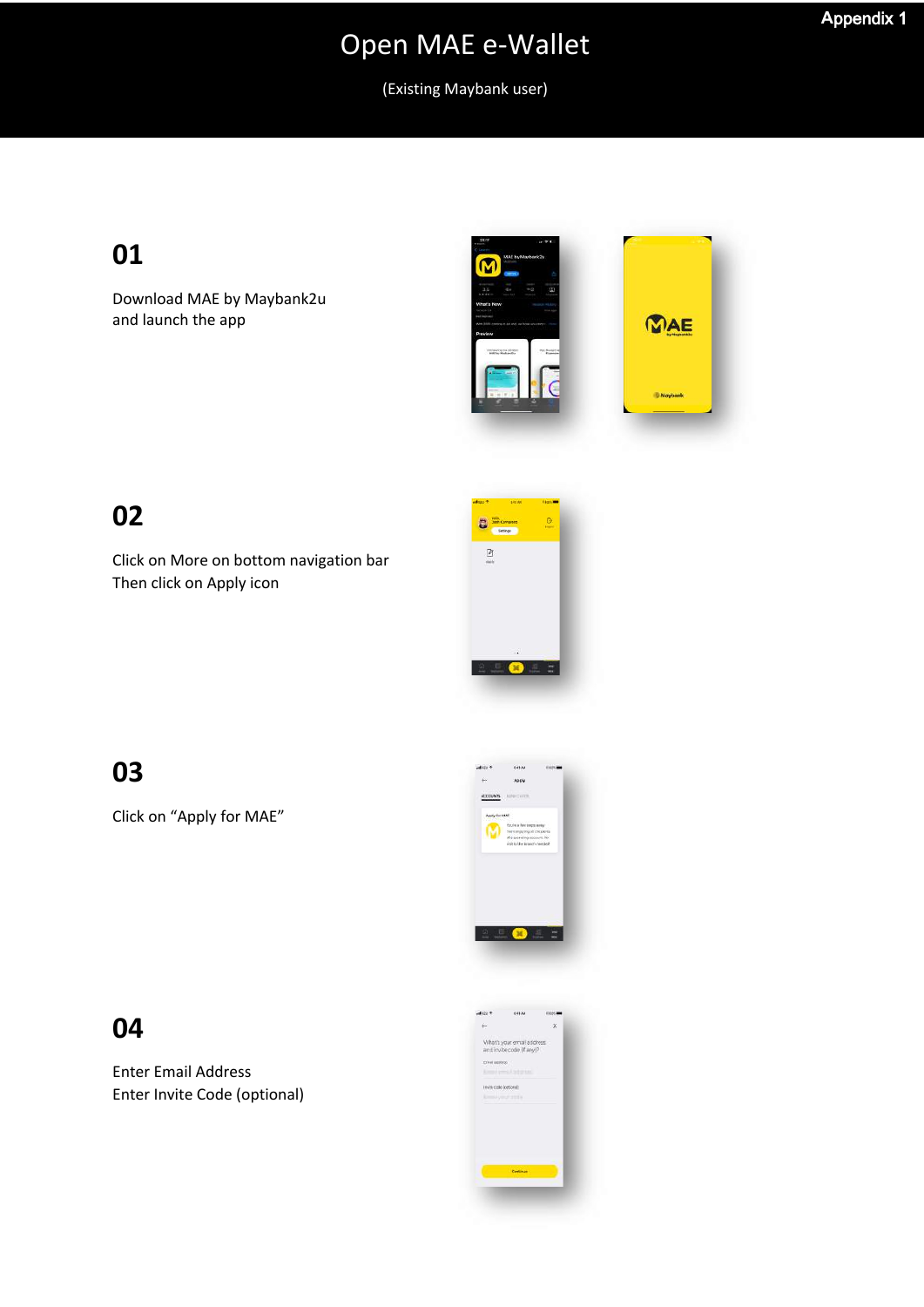Appendix 1

# Open MAE e-Wallet

(Existing Maybank user)

## 01

Download MAE by Maybank2u
and launch the app

## 02

Click on More on bottom navigation bar
Then click on Apply icon

## 03

Click on “Apply for MAE”

## 04

Enter Email Address
Enter Invite Code (optional)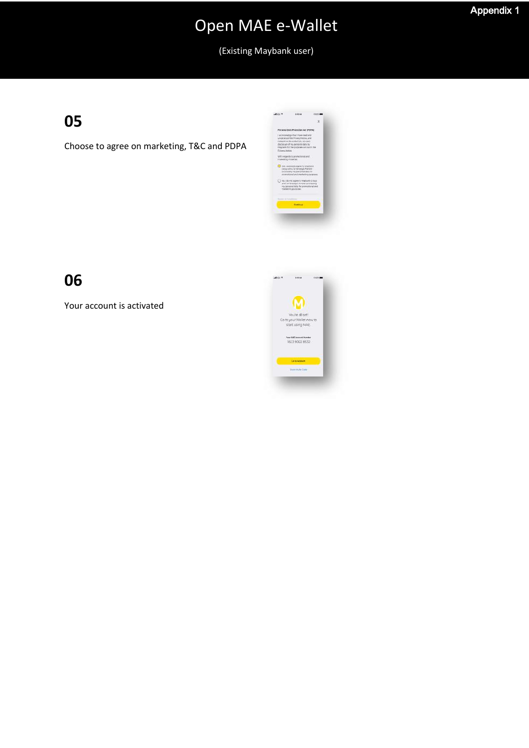Appendix 1

# Open MAE e-Wallet

(Existing Maybank user)

## 05

Choose to agree on marketing, T&C and PDPA

## 06

Your account is activated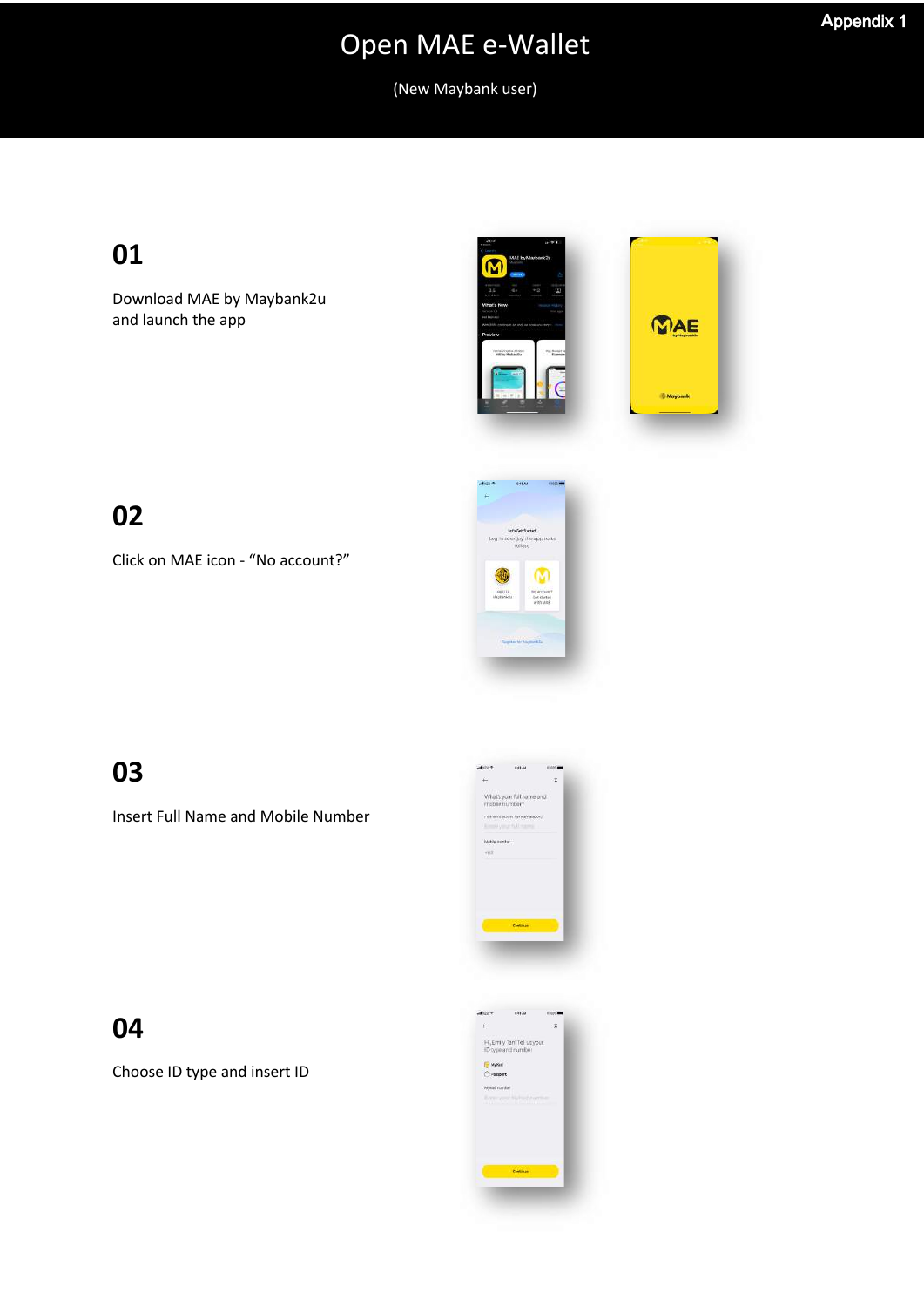Appendix 1

# Open MAE e-Wallet

(New Maybank user)

## 01

Download MAE by Maybank2u and launch the app

## 02

Click on MAE icon - "No account?"

## 03

Insert Full Name and Mobile Number

## 04

Choose ID type and insert ID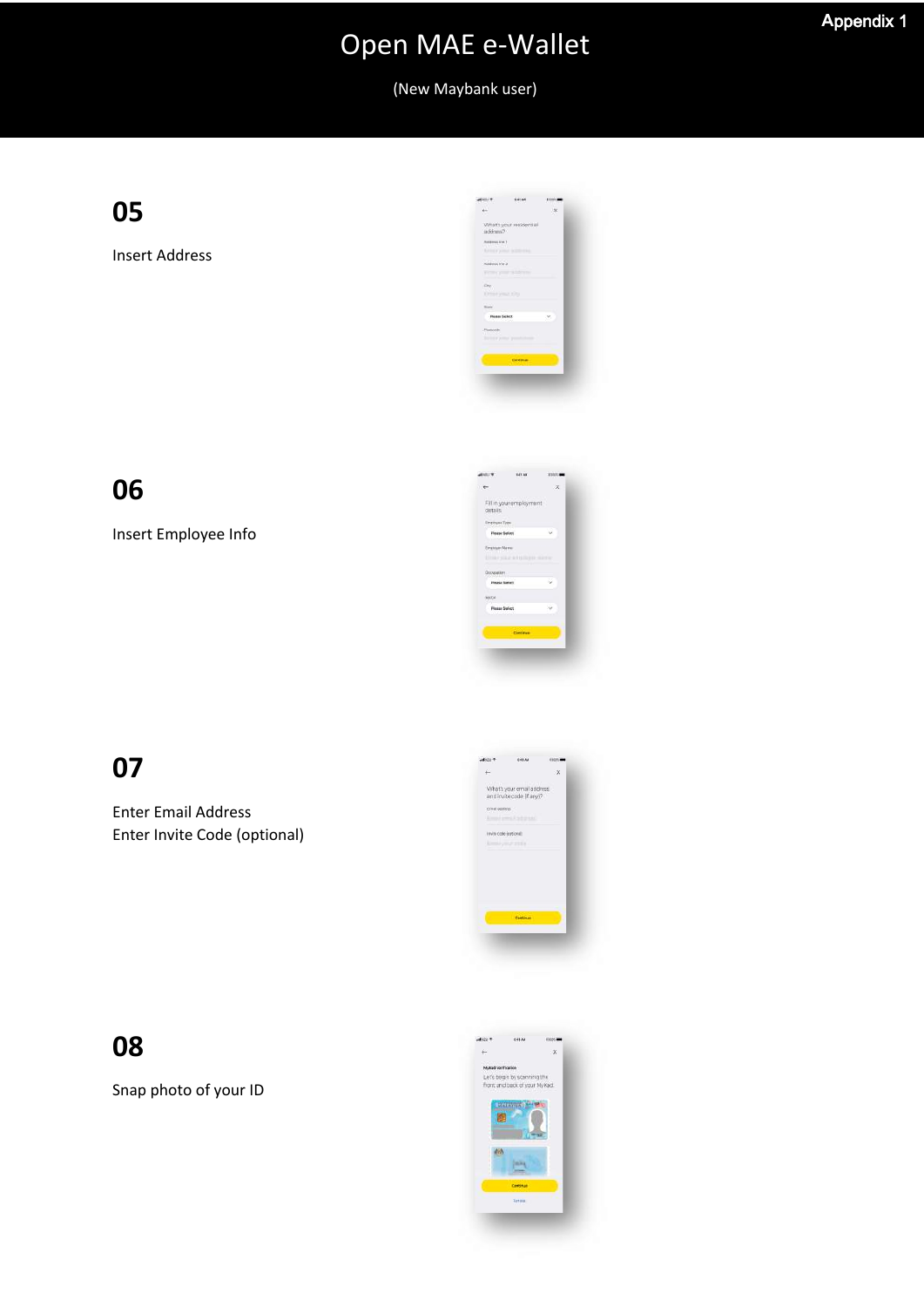Appendix 1

# Open MAE e-Wallet

(New Maybank user)

## 05

Insert Address

## 06

Insert Employee Info

## 07

Enter Email Address
Enter Invite Code (optional)

## 08

Snap photo of your ID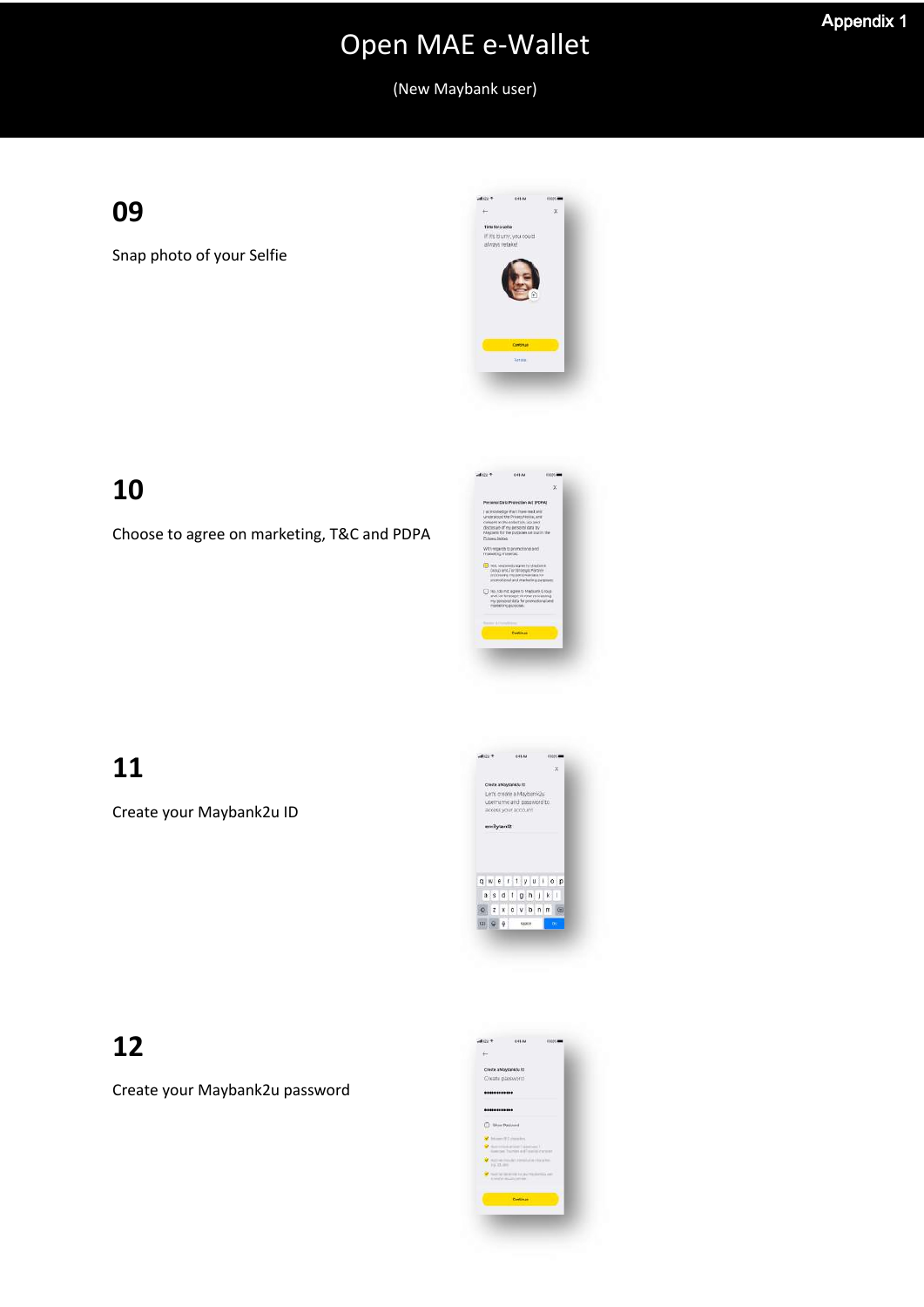Appendix 1

# Open MAE e-Wallet

(New Maybank user)

## 09

Snap photo of your Selfie

## 10

Choose to agree on marketing, T&C and PDPA

## 11

Create your Maybank2u ID

## 12

Create your Maybank2u password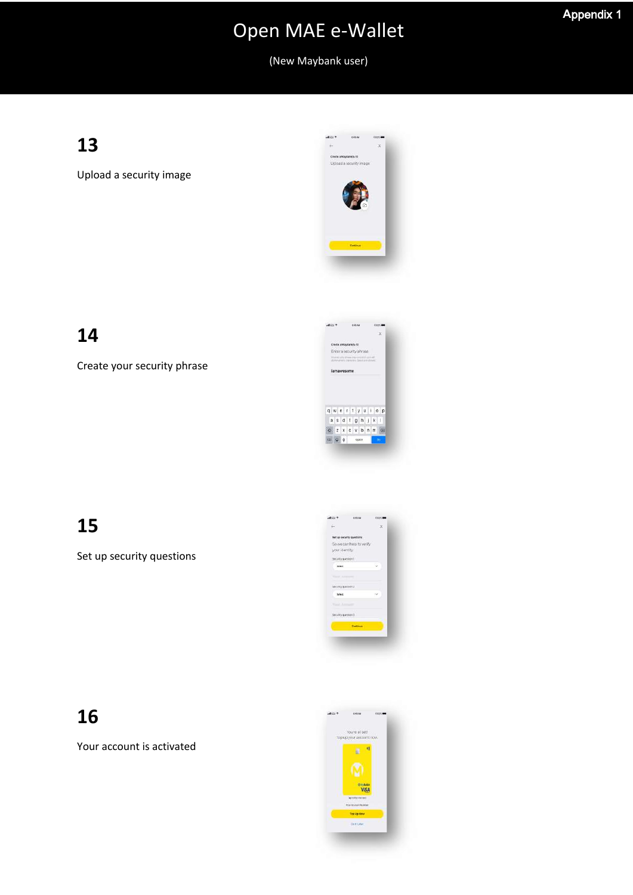Appendix 1

# Open MAE e-Wallet

(New Maybank user)

## 13

Upload a security image

## 14

Create your security phrase

## 15

Set up security questions

## 16

Your account is activated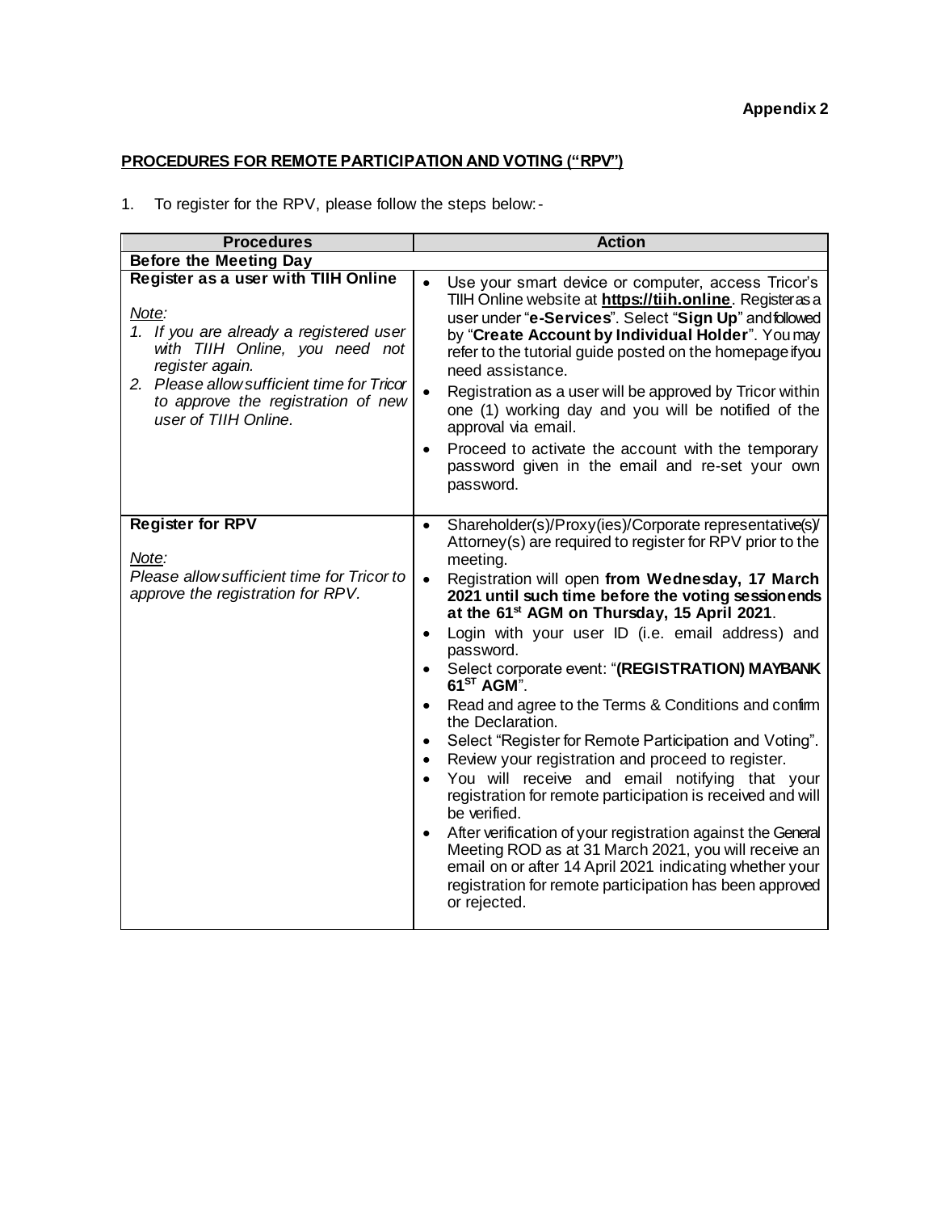**Appendix 2**

**PROCEDURES FOR REMOTE PARTICIPATION AND VOTING ("RPV")**

1. To register for the RPV, please follow the steps below:-

| Procedures | Action |
|---|---|
| **Before the Meeting Day** | |
| **Register as a user with TIIH Online**<br><br>*Note:*<br>*1. If you are already a registered user with TIIH Online, you need not register again.*<br>*2. Please allow sufficient time for Tricor to approve the registration of new user of TIIH Online.* | • Use your smart device or computer, access Tricor's TIIH Online website at **https://tiih.online**. Register as a user under "**e-Services**". Select "**Sign Up**" and followed by "**Create Account by Individual Holder**". You may refer to the tutorial guide posted on the homepage if you need assistance.<br>• Registration as a user will be approved by Tricor within one (1) working day and you will be notified of the approval via email.<br>• Proceed to activate the account with the temporary password given in the email and re-set your own password. |
| **Register for RPV**<br><br>*Note:*<br>*Please allow sufficient time for Tricor to approve the registration for RPV.* | • Shareholder(s)/Proxy(ies)/Corporate representative(s)/ Attorney(s) are required to register for RPV prior to the meeting.<br>• Registration will open **from Wednesday, 17 March 2021 until such time before the voting session ends at the 61st AGM on Thursday, 15 April 2021**.<br>• Login with your user ID (i.e. email address) and password.<br>• Select corporate event: "**(REGISTRATION) MAYBANK 61ST AGM**".<br>• Read and agree to the Terms & Conditions and confirm the Declaration.<br>• Select "Register for Remote Participation and Voting".<br>• Review your registration and proceed to register.<br>• You will receive and email notifying that your registration for remote participation is received and will be verified.<br>• After verification of your registration against the General Meeting ROD as at 31 March 2021, you will receive an email on or after 14 April 2021 indicating whether your registration for remote participation has been approved or rejected. |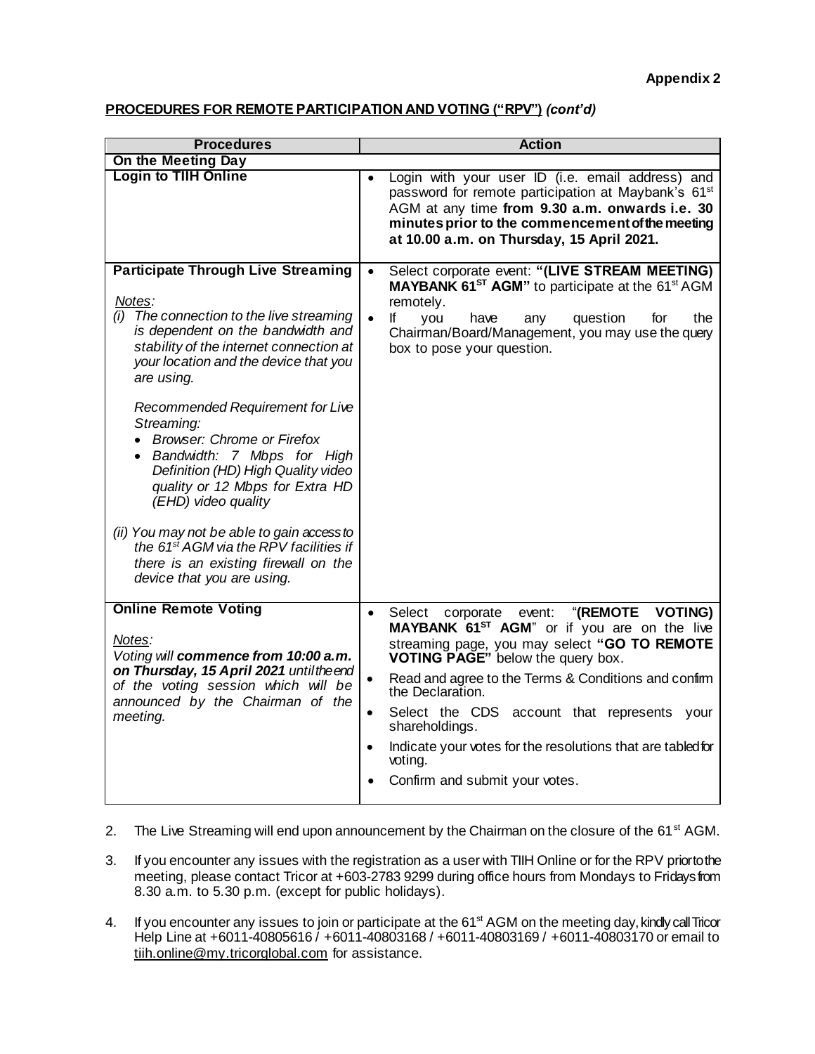**Appendix 2**

**PROCEDURES FOR REMOTE PARTICIPATION AND VOTING ("RPV")** ***(cont'd)***

| **Procedures** | **Action** |
|---|---|
| **On the Meeting Day** | |
| **Login to TIIH Online** | • Login with your user ID (i.e. email address) and password for remote participation at Maybank's 61st AGM at any time **from 9.30 a.m. onwards i.e. 30 minutes prior to the commencement of the meeting at 10.00 a.m. on Thursday, 15 April 2021.** |
| **Participate Through Live Streaming**<br><br>*Notes:*<br>*(i) The connection to the live streaming is dependent on the bandwidth and stability of the internet connection at your location and the device that you are using.*<br><br>*Recommended Requirement for Live Streaming:*<br>• *Browser: Chrome or Firefox*<br>• *Bandwidth: 7 Mbps for High Definition (HD) High Quality video quality or 12 Mbps for Extra HD (EHD) video quality*<br><br>*(ii) You may not be able to gain access to the 61st AGM via the RPV facilities if there is an existing firewall on the device that you are using.* | • Select corporate event: **"(LIVE STREAM MEETING) MAYBANK 61ST AGM"** to participate at the 61st AGM remotely.<br>• If you have any question for the Chairman/Board/Management, you may use the query box to pose your question. |
| **Online Remote Voting**<br><br>*Notes:*<br>*Voting will* ***commence from 10:00 a.m. on Thursday, 15 April 2021*** *until the end of the voting session which will be announced by the Chairman of the meeting.* | • Select corporate event: "**(REMOTE VOTING) MAYBANK 61ST AGM**" or if you are on the live streaming page, you may select **"GO TO REMOTE VOTING PAGE"** below the query box.<br>• Read and agree to the Terms & Conditions and confirm the Declaration.<br>• Select the CDS account that represents your shareholdings.<br>• Indicate your votes for the resolutions that are tabled for voting.<br>• Confirm and submit your votes. |

2. The Live Streaming will end upon announcement by the Chairman on the closure of the 61st AGM.

3. If you encounter any issues with the registration as a user with TIIH Online or for the RPV prior to the meeting, please contact Tricor at +603-2783 9299 during office hours from Mondays to Fridays from 8.30 a.m. to 5.30 p.m. (except for public holidays).

4. If you encounter any issues to join or participate at the 61st AGM on the meeting day, kindly call Tricor Help Line at +6011-40805616 / +6011-40803168 / +6011-40803169 / +6011-40803170 or email to tiih.online@my.tricorglobal.com for assistance.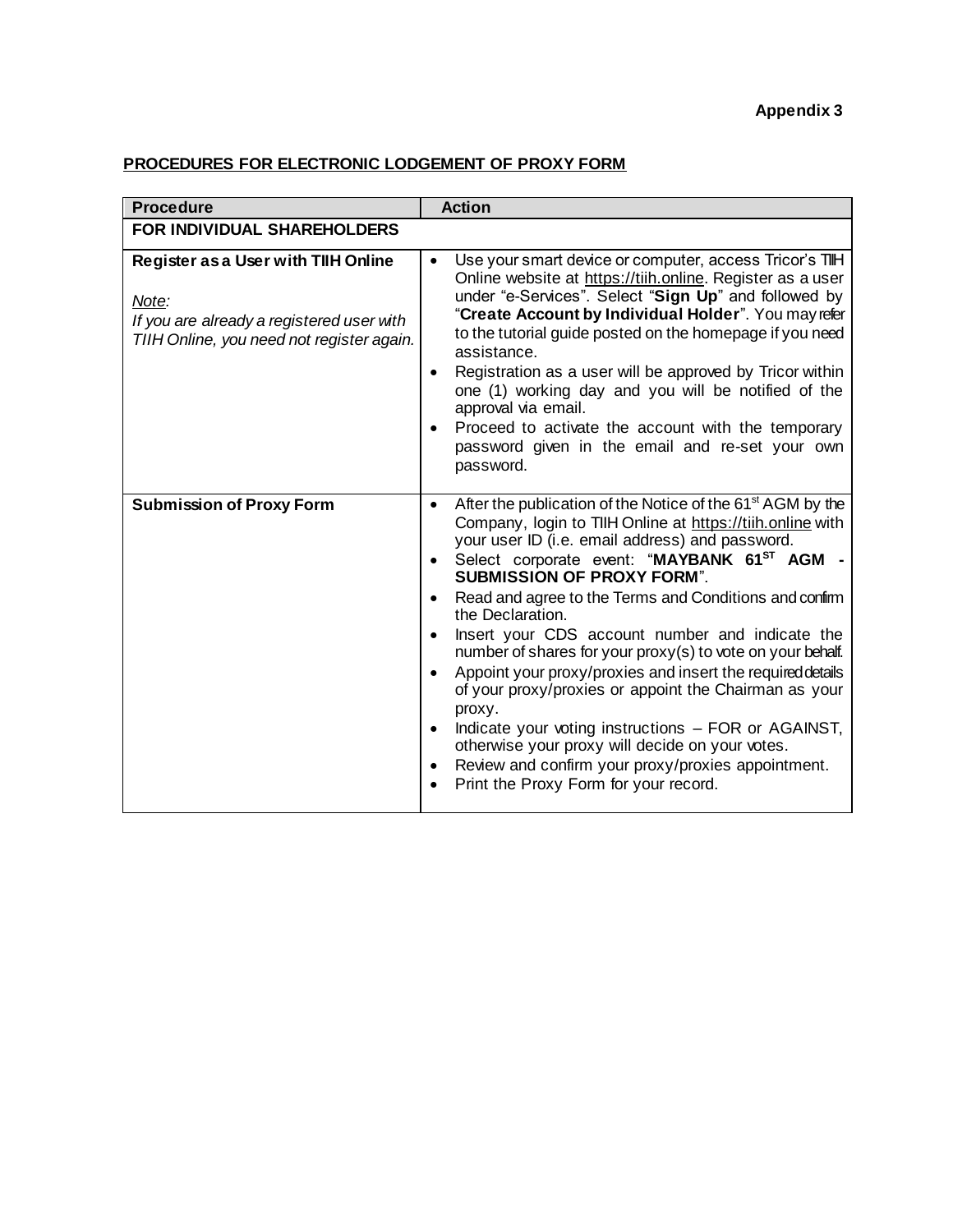**Appendix 3**

**PROCEDURES FOR ELECTRONIC LODGEMENT OF PROXY FORM**

| Procedure | Action |
| --- | --- |
| **FOR INDIVIDUAL SHAREHOLDERS** | |
| **Register as a User with TIIH Online**<br><br>*Note:*<br>*If you are already a registered user with TIIH Online, you need not register again.* | • Use your smart device or computer, access Tricor's TIIH Online website at https://tiih.online. Register as a user under "e-Services". Select "**Sign Up**" and followed by "**Create Account by Individual Holder**". You may refer to the tutorial guide posted on the homepage if you need assistance.<br>• Registration as a user will be approved by Tricor within one (1) working day and you will be notified of the approval via email.<br>• Proceed to activate the account with the temporary password given in the email and re-set your own password. |
| **Submission of Proxy Form** | • After the publication of the Notice of the 61st AGM by the Company, login to TIIH Online at https://tiih.online with your user ID (i.e. email address) and password.<br>• Select corporate event: "**MAYBANK 61ST AGM - SUBMISSION OF PROXY FORM**".<br>• Read and agree to the Terms and Conditions and confirm the Declaration.<br>• Insert your CDS account number and indicate the number of shares for your proxy(s) to vote on your behalf.<br>• Appoint your proxy/proxies and insert the required details of your proxy/proxies or appoint the Chairman as your proxy.<br>• Indicate your voting instructions – FOR or AGAINST, otherwise your proxy will decide on your votes.<br>• Review and confirm your proxy/proxies appointment.<br>• Print the Proxy Form for your record. |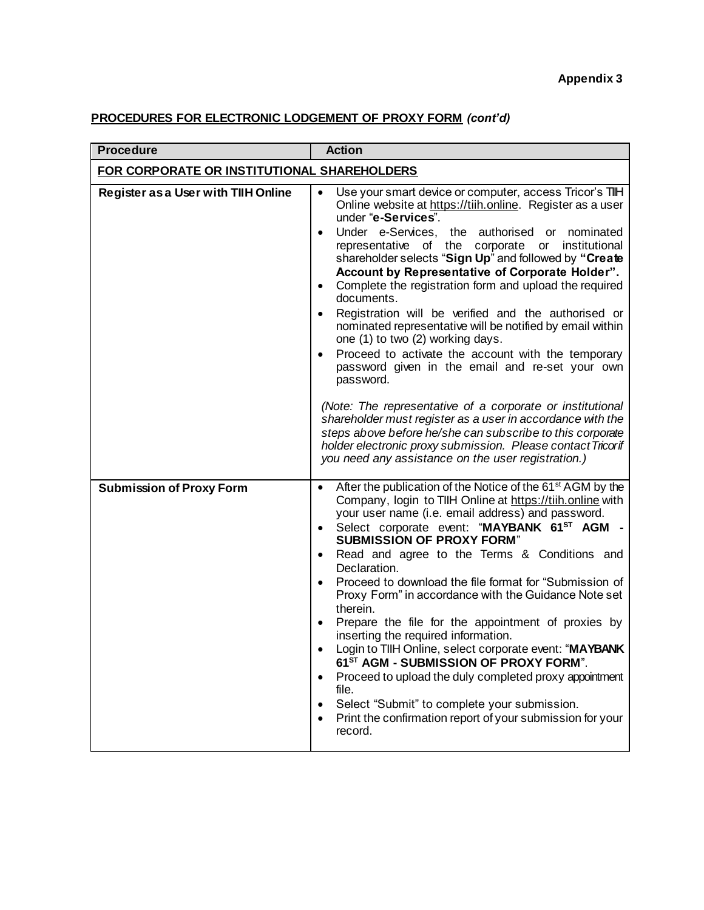**Appendix 3**

**PROCEDURES FOR ELECTRONIC LODGEMENT OF PROXY FORM** ***(cont'd)***

| Procedure | Action |
|---|---|
| **FOR CORPORATE OR INSTITUTIONAL SHAREHOLDERS** | |
| **Register as a User with TIIH Online** | • Use your smart device or computer, access Tricor's TIIH Online website at https://tiih.online. Register as a user under "**e-Services**".<br>• Under e-Services, the authorised or nominated representative of the corporate or institutional shareholder selects "**Sign Up**" and followed by **"Create Account by Representative of Corporate Holder".**<br>• Complete the registration form and upload the required documents.<br>• Registration will be verified and the authorised or nominated representative will be notified by email within one (1) to two (2) working days.<br>• Proceed to activate the account with the temporary password given in the email and re-set your own password.<br><br>*(Note: The representative of a corporate or institutional shareholder must register as a user in accordance with the steps above before he/she can subscribe to this corporate holder electronic proxy submission. Please contact Tricor if you need any assistance on the user registration.)* |
| **Submission of Proxy Form** | • After the publication of the Notice of the 61st AGM by the Company, login to TIIH Online at https://tiih.online with your user name (i.e. email address) and password.<br>• Select corporate event: "**MAYBANK 61ST AGM - SUBMISSION OF PROXY FORM**"<br>• Read and agree to the Terms & Conditions and Declaration.<br>• Proceed to download the file format for "Submission of Proxy Form" in accordance with the Guidance Note set therein.<br>• Prepare the file for the appointment of proxies by inserting the required information.<br>• Login to TIIH Online, select corporate event: "**MAYBANK 61ST AGM - SUBMISSION OF PROXY FORM**".<br>• Proceed to upload the duly completed proxy appointment file.<br>• Select "Submit" to complete your submission.<br>• Print the confirmation report of your submission for your record. |